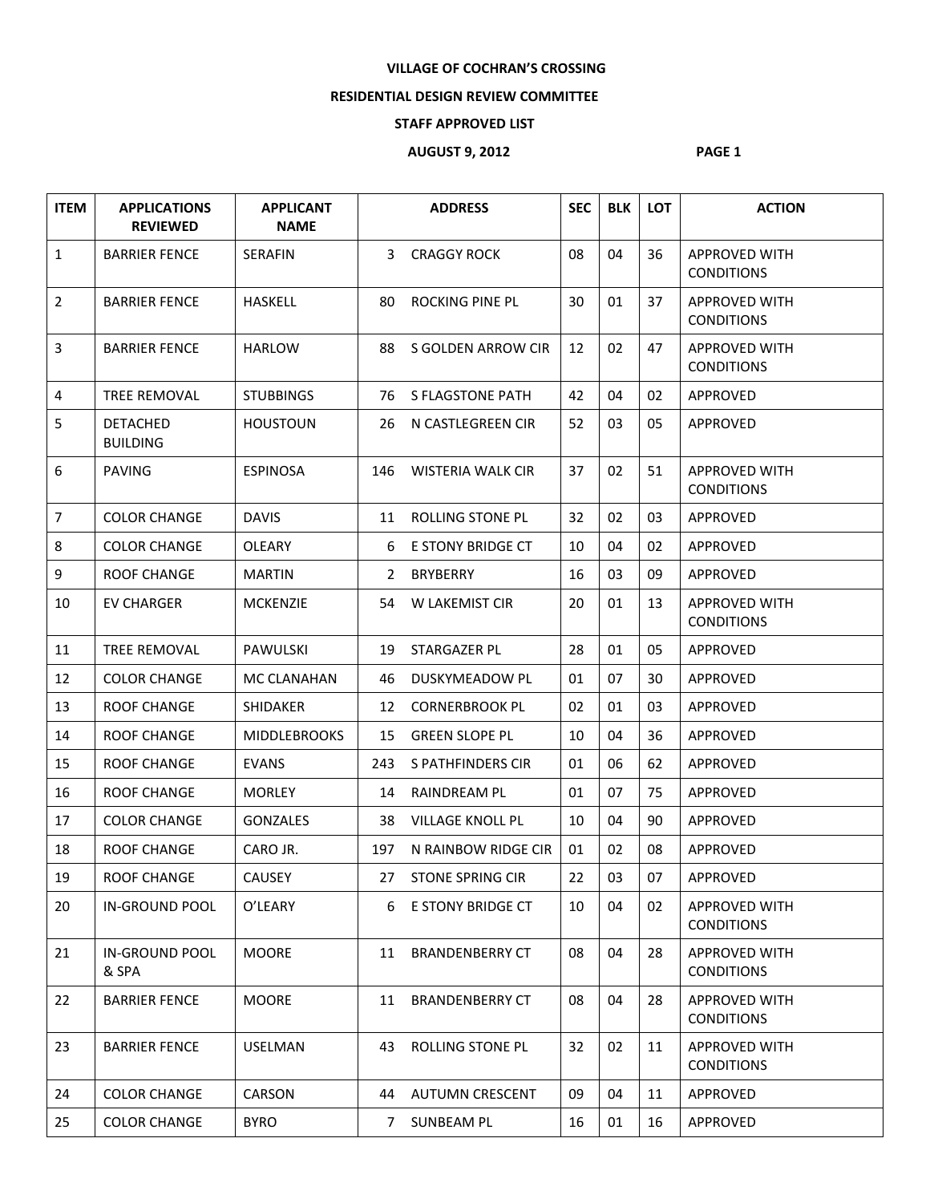**VILLAGE OF COCHRAN'S CROSSING**

**RESIDENTIAL DESIGN REVIEW COMMITTEE**

**STAFF APPROVED LIST**

**AUGUST 9, 2012**

| ITEM | APPLICATIONS REVIEWED | APPLICANT NAME | ADDRESS | | SEC | BLK | LOT | ACTION |
|---|---|---|---|---|---|---|---|---|
| 1 | BARRIER FENCE | SERAFIN | 3 | CRAGGY ROCK | 08 | 04 | 36 | APPROVED WITH CONDITIONS |
| 2 | BARRIER FENCE | HASKELL | 80 | ROCKING PINE PL | 30 | 01 | 37 | APPROVED WITH CONDITIONS |
| 3 | BARRIER FENCE | HARLOW | 88 | S GOLDEN ARROW CIR | 12 | 02 | 47 | APPROVED WITH CONDITIONS |
| 4 | TREE REMOVAL | STUBBINGS | 76 | S FLAGSTONE PATH | 42 | 04 | 02 | APPROVED |
| 5 | DETACHED BUILDING | HOUSTOUN | 26 | N CASTLEGREEN CIR | 52 | 03 | 05 | APPROVED |
| 6 | PAVING | ESPINOSA | 146 | WISTERIA WALK CIR | 37 | 02 | 51 | APPROVED WITH CONDITIONS |
| 7 | COLOR CHANGE | DAVIS | 11 | ROLLING STONE PL | 32 | 02 | 03 | APPROVED |
| 8 | COLOR CHANGE | OLEARY | 6 | E STONY BRIDGE CT | 10 | 04 | 02 | APPROVED |
| 9 | ROOF CHANGE | MARTIN | 2 | BRYBERRY | 16 | 03 | 09 | APPROVED |
| 10 | EV CHARGER | MCKENZIE | 54 | W LAKEMIST CIR | 20 | 01 | 13 | APPROVED WITH CONDITIONS |
| 11 | TREE REMOVAL | PAWULSKI | 19 | STARGAZER PL | 28 | 01 | 05 | APPROVED |
| 12 | COLOR CHANGE | MC CLANAHAN | 46 | DUSKYMEADOW PL | 01 | 07 | 30 | APPROVED |
| 13 | ROOF CHANGE | SHIDAKER | 12 | CORNERBROOK PL | 02 | 01 | 03 | APPROVED |
| 14 | ROOF CHANGE | MIDDLEBROOKS | 15 | GREEN SLOPE PL | 10 | 04 | 36 | APPROVED |
| 15 | ROOF CHANGE | EVANS | 243 | S PATHFINDERS CIR | 01 | 06 | 62 | APPROVED |
| 16 | ROOF CHANGE | MORLEY | 14 | RAINDREAM PL | 01 | 07 | 75 | APPROVED |
| 17 | COLOR CHANGE | GONZALES | 38 | VILLAGE KNOLL PL | 10 | 04 | 90 | APPROVED |
| 18 | ROOF CHANGE | CARO JR. | 197 | N RAINBOW RIDGE CIR | 01 | 02 | 08 | APPROVED |
| 19 | ROOF CHANGE | CAUSEY | 27 | STONE SPRING CIR | 22 | 03 | 07 | APPROVED |
| 20 | IN-GROUND POOL | O'LEARY | 6 | E STONY BRIDGE CT | 10 | 04 | 02 | APPROVED WITH CONDITIONS |
| 21 | IN-GROUND POOL & SPA | MOORE | 11 | BRANDENBERRY CT | 08 | 04 | 28 | APPROVED WITH CONDITIONS |
| 22 | BARRIER FENCE | MOORE | 11 | BRANDENBERRY CT | 08 | 04 | 28 | APPROVED WITH CONDITIONS |
| 23 | BARRIER FENCE | USELMAN | 43 | ROLLING STONE PL | 32 | 02 | 11 | APPROVED WITH CONDITIONS |
| 24 | COLOR CHANGE | CARSON | 44 | AUTUMN CRESCENT | 09 | 04 | 11 | APPROVED |
| 25 | COLOR CHANGE | BYRO | 7 | SUNBEAM PL | 16 | 01 | 16 | APPROVED |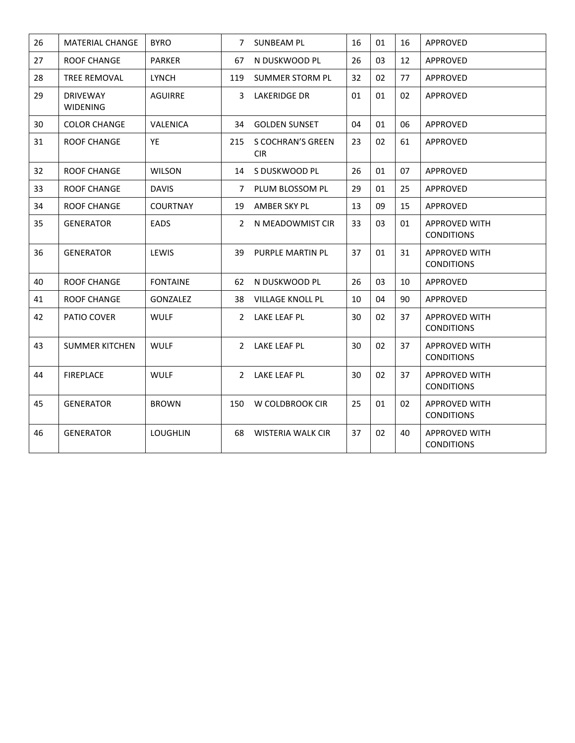| | | | | | | | | |
|---|---|---|---|---|---|---|---|---|
| 26 | MATERIAL CHANGE | BYRO | 7 | SUNBEAM PL | 16 | 01 | 16 | APPROVED |
| 27 | ROOF CHANGE | PARKER | 67 | N DUSKWOOD PL | 26 | 03 | 12 | APPROVED |
| 28 | TREE REMOVAL | LYNCH | 119 | SUMMER STORM PL | 32 | 02 | 77 | APPROVED |
| 29 | DRIVEWAY WIDENING | AGUIRRE | 3 | LAKERIDGE DR | 01 | 01 | 02 | APPROVED |
| 30 | COLOR CHANGE | VALENICA | 34 | GOLDEN SUNSET | 04 | 01 | 06 | APPROVED |
| 31 | ROOF CHANGE | YE | 215 | S COCHRAN'S GREEN CIR | 23 | 02 | 61 | APPROVED |
| 32 | ROOF CHANGE | WILSON | 14 | S DUSKWOOD PL | 26 | 01 | 07 | APPROVED |
| 33 | ROOF CHANGE | DAVIS | 7 | PLUM BLOSSOM PL | 29 | 01 | 25 | APPROVED |
| 34 | ROOF CHANGE | COURTNAY | 19 | AMBER SKY PL | 13 | 09 | 15 | APPROVED |
| 35 | GENERATOR | EADS | 2 | N MEADOWMIST CIR | 33 | 03 | 01 | APPROVED WITH CONDITIONS |
| 36 | GENERATOR | LEWIS | 39 | PURPLE MARTIN PL | 37 | 01 | 31 | APPROVED WITH CONDITIONS |
| 40 | ROOF CHANGE | FONTAINE | 62 | N DUSKWOOD PL | 26 | 03 | 10 | APPROVED |
| 41 | ROOF CHANGE | GONZALEZ | 38 | VILLAGE KNOLL PL | 10 | 04 | 90 | APPROVED |
| 42 | PATIO COVER | WULF | 2 | LAKE LEAF PL | 30 | 02 | 37 | APPROVED WITH CONDITIONS |
| 43 | SUMMER KITCHEN | WULF | 2 | LAKE LEAF PL | 30 | 02 | 37 | APPROVED WITH CONDITIONS |
| 44 | FIREPLACE | WULF | 2 | LAKE LEAF PL | 30 | 02 | 37 | APPROVED WITH CONDITIONS |
| 45 | GENERATOR | BROWN | 150 | W COLDBROOK CIR | 25 | 01 | 02 | APPROVED WITH CONDITIONS |
| 46 | GENERATOR | LOUGHLIN | 68 | WISTERIA WALK CIR | 37 | 02 | 40 | APPROVED WITH CONDITIONS |